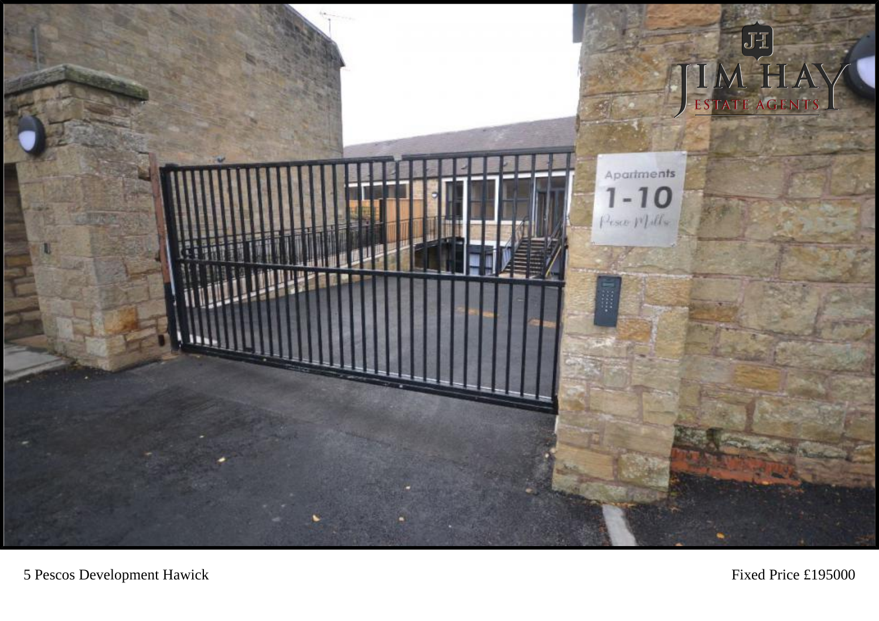5 Pescos Development Hawick

Fixed Price £195000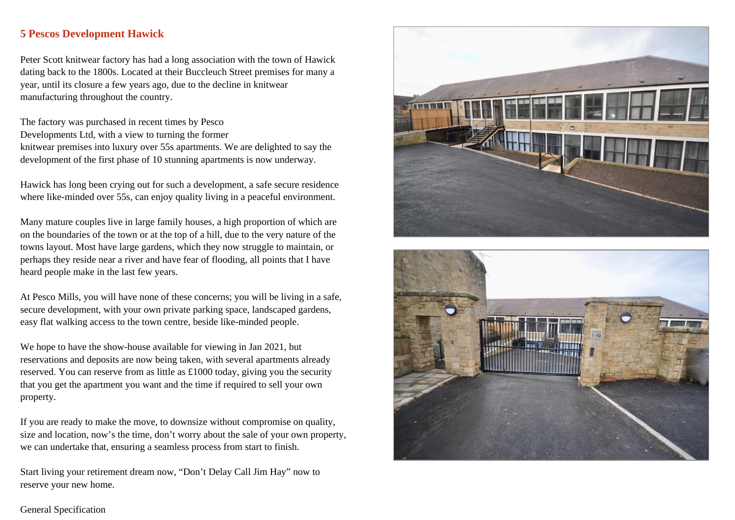## 5 Pescos Development Hawick

Peter Scott knitwear factory has had a long association with the town of Hawick dating back to the 1800s. Located at their Buccleuch Street premises for many a year, until its closure a few years ago, due to the decline in knitwear manufacturing throughout the country.

The factory was purchased in recent times by Pesco Developments Ltd, with a view to turning the former knitwear premises into luxury over 55s apartments. We are delighted to say the development of the first phase of 10 stunning apartments is now underway.

Hawick has long been crying out for such a development, a safe secure residence where like-minded over 55s, can enjoy quality living in a peaceful environment.

Many mature couples live in large family houses, a high proportion of which are on the boundaries of the town or at the top of a hill, due to the very nature of the towns layout. Most have large gardens, which they now struggle to maintain, or perhaps they reside near a river and have fear of flooding, all points that I have heard people make in the last few years.

At Pesco Mills, you will have none of these concerns; you will be living in a safe, secure development, with your own private parking space, landscaped gardens, easy flat walking access to the town centre, beside like-minded people.

We hope to have the show-house available for viewing in Jan 2021, but reservations and deposits are now being taken, with several apartments already reserved. You can reserve from as little as £1000 today, giving you the security that you get the apartment you want and the time if required to sell your own property.

If you are ready to make the move, to downsize without compromise on quality, size and location, now's the time, don't worry about the sale of your own property, we can undertake that, ensuring a seamless process from start to finish.

Start living your retirement dream now, "Don't Delay Call Jim Hay" now to reserve your new home.

General Specification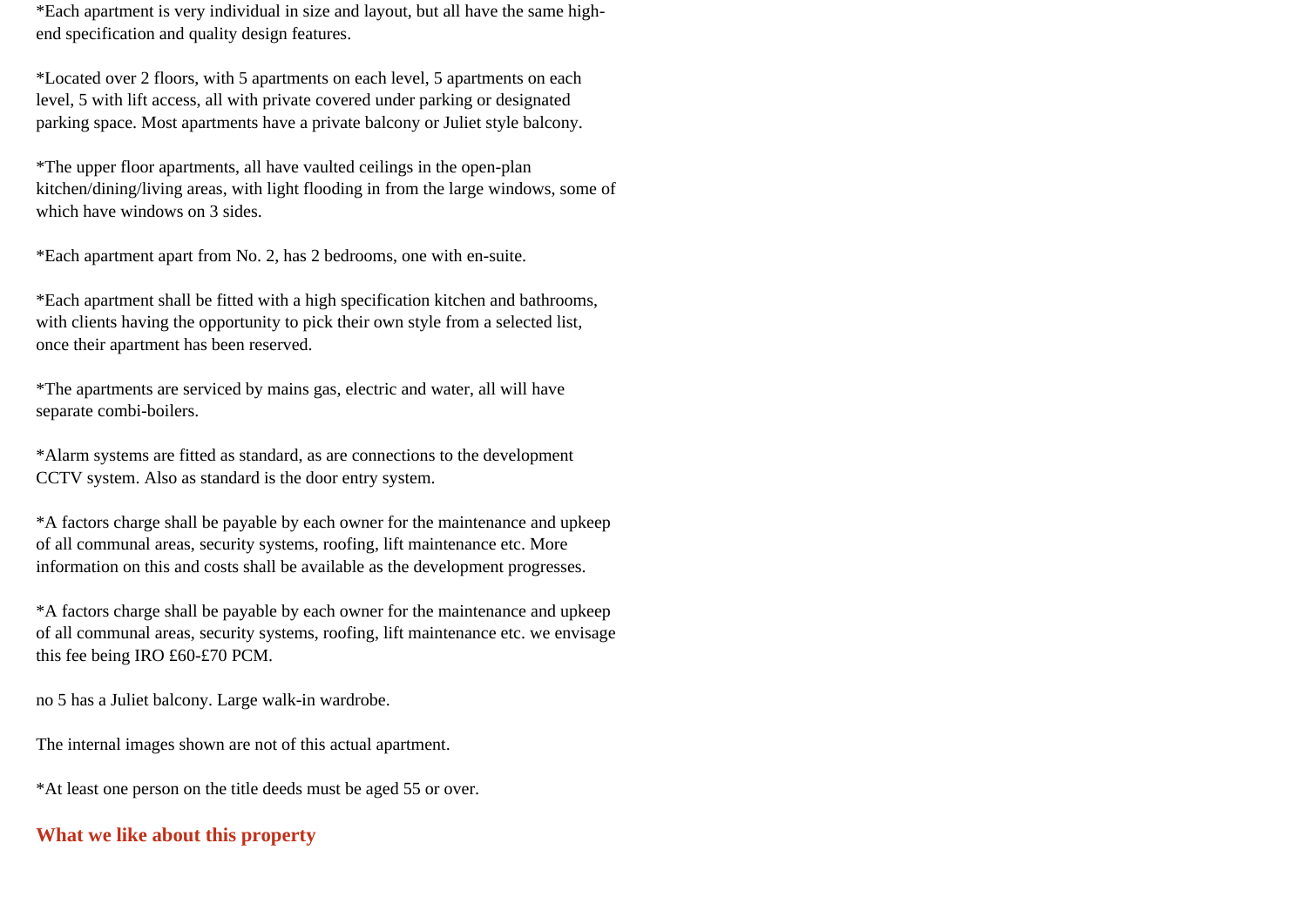*Each apartment is very individual in size and layout, but all have the same high-end specification and quality design features.

*Located over 2 floors, with 5 apartments on each level, 5 apartments on each level, 5 with lift access, all with private covered under parking or designated parking space. Most apartments have a private balcony or Juliet style balcony.

*The upper floor apartments, all have vaulted ceilings in the open-plan kitchen/dining/living areas, with light flooding in from the large windows, some of which have windows on 3 sides.

*Each apartment apart from No. 2, has 2 bedrooms, one with en-suite.

*Each apartment shall be fitted with a high specification kitchen and bathrooms, with clients having the opportunity to pick their own style from a selected list, once their apartment has been reserved.

*The apartments are serviced by mains gas, electric and water, all will have separate combi-boilers.

*Alarm systems are fitted as standard, as are connections to the development CCTV system. Also as standard is the door entry system.

*A factors charge shall be payable by each owner for the maintenance and upkeep of all communal areas, security systems, roofing, lift maintenance etc. More information on this and costs shall be available as the development progresses.

*A factors charge shall be payable by each owner for the maintenance and upkeep of all communal areas, security systems, roofing, lift maintenance etc. we envisage this fee being IRO £60-£70 PCM.

no 5 has a Juliet balcony. Large walk-in wardrobe.

The internal images shown are not of this actual apartment.

*At least one person on the title deeds must be aged 55 or over.

### What we like about this property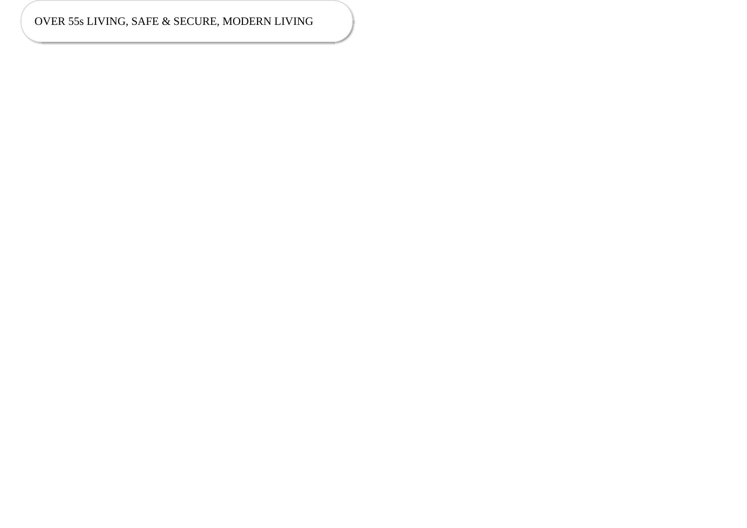OVER 55s LIVING, SAFE & SECURE, MODERN LIVING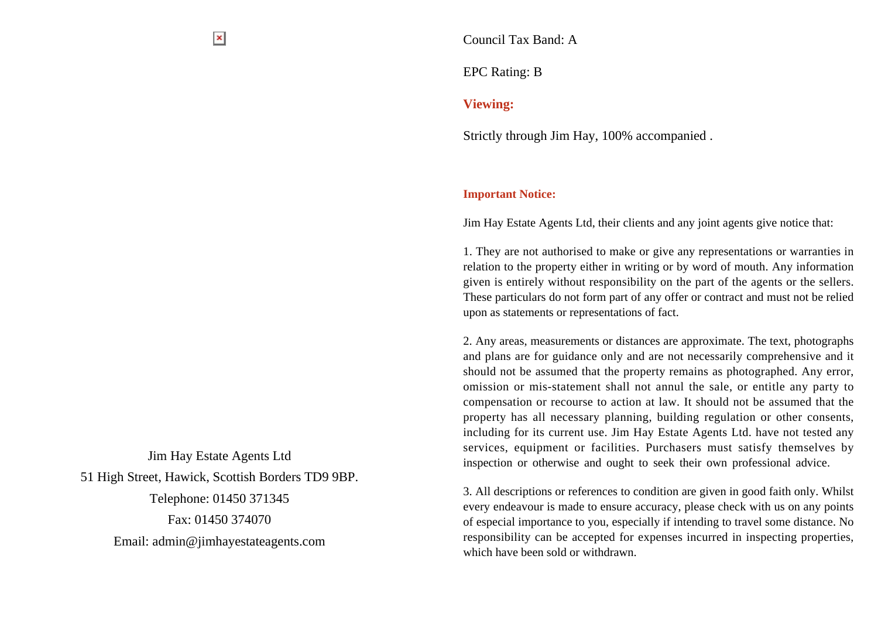Jim Hay Estate Agents Ltd

51 High Street, Hawick, Scottish Borders TD9 9BP.

Telephone: 01450 371345

Fax: 01450 374070

Email: admin@jimhayestateagents.com

Council Tax Band: A

EPC Rating: B

**Viewing:**

Strictly through Jim Hay, 100% accompanied .

**Important Notice:**

Jim Hay Estate Agents Ltd, their clients and any joint agents give notice that:

1. They are not authorised to make or give any representations or warranties in relation to the property either in writing or by word of mouth. Any information given is entirely without responsibility on the part of the agents or the sellers. These particulars do not form part of any offer or contract and must not be relied upon as statements or representations of fact.

2. Any areas, measurements or distances are approximate. The text, photographs and plans are for guidance only and are not necessarily comprehensive and it should not be assumed that the property remains as photographed. Any error, omission or mis-statement shall not annul the sale, or entitle any party to compensation or recourse to action at law. It should not be assumed that the property has all necessary planning, building regulation or other consents, including for its current use. Jim Hay Estate Agents Ltd. have not tested any services, equipment or facilities. Purchasers must satisfy themselves by inspection or otherwise and ought to seek their own professional advice.

3. All descriptions or references to condition are given in good faith only. Whilst every endeavour is made to ensure accuracy, please check with us on any points of especial importance to you, especially if intending to travel some distance. No responsibility can be accepted for expenses incurred in inspecting properties, which have been sold or withdrawn.